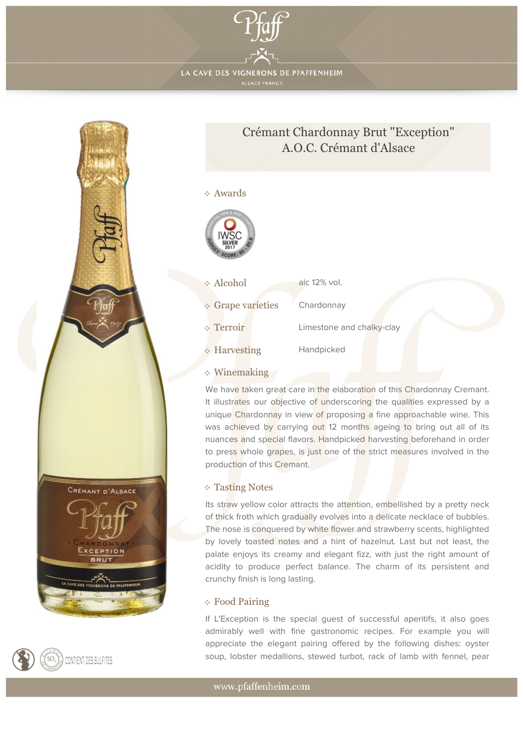# Crémant Chardonnay Brut "Exception"
## A.O.C. Crémant d'Alsace

### Awards

IWSC SILVER 2017

| | |
|---|---|
| Alcohol | alc 12% vol. |
| Grape varieties | Chardonnay |
| Terroir | Limestone and chalky-clay |
| Harvesting | Handpicked |

### Winemaking

We have taken great care in the elaboration of this Chardonnay Cremant. It illustrates our objective of underscoring the qualities expressed by a unique Chardonnay in view of proposing a fine approachable wine. This was achieved by carrying out 12 months ageing to bring out all of its nuances and special flavors. Handpicked harvesting beforehand in order to press whole grapes, is just one of the strict measures involved in the production of this Cremant.

### Tasting Notes

Its straw yellow color attracts the attention, embellished by a pretty neck of thick froth which gradually evolves into a delicate necklace of bubbles. The nose is conquered by white flower and strawberry scents, highlighted by lovely toasted notes and a hint of hazelnut. Last but not least, the palate enjoys its creamy and elegant fizz, with just the right amount of acidity to produce perfect balance. The charm of its persistent and crunchy finish is long lasting.

### Food Pairing

If L'Exception is the special guest of successful aperitifs, it also goes admirably well with fine gastronomic recipes. For example you will appreciate the elegant pairing offered by the following dishes: oyster soup, lobster medallions, stewed turbot, rack of lamb with fennel, pear

CONTIENT DES SULFITES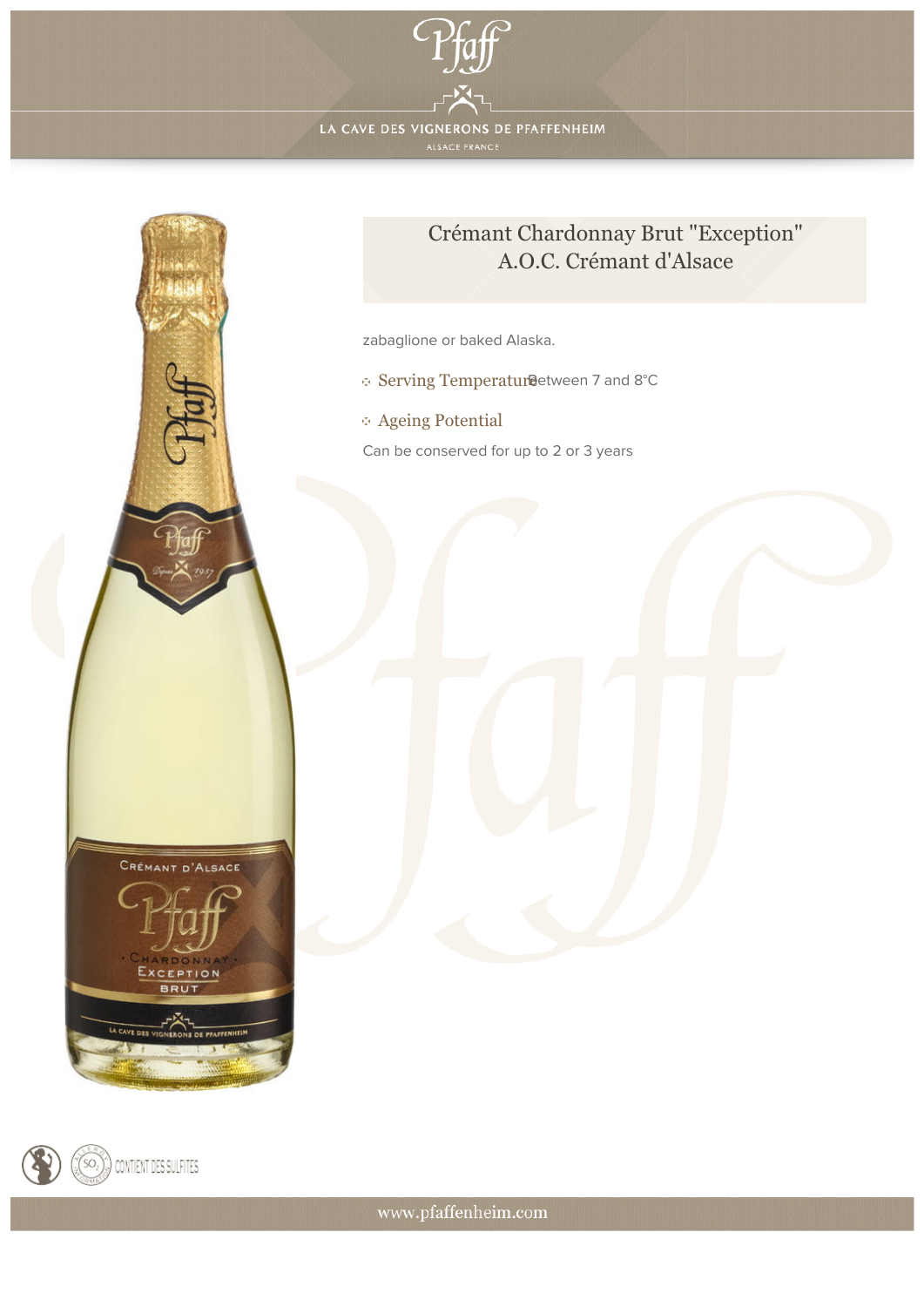# Crémant Chardonnay Brut "Exception"
## A.O.C. Crémant d'Alsace

zabaglione or baked Alaska.

- **Serving Temperature** Between 7 and 8°C
- **Ageing Potential**

Can be conserved for up to 2 or 3 years

CONTIENT DES SULFITES